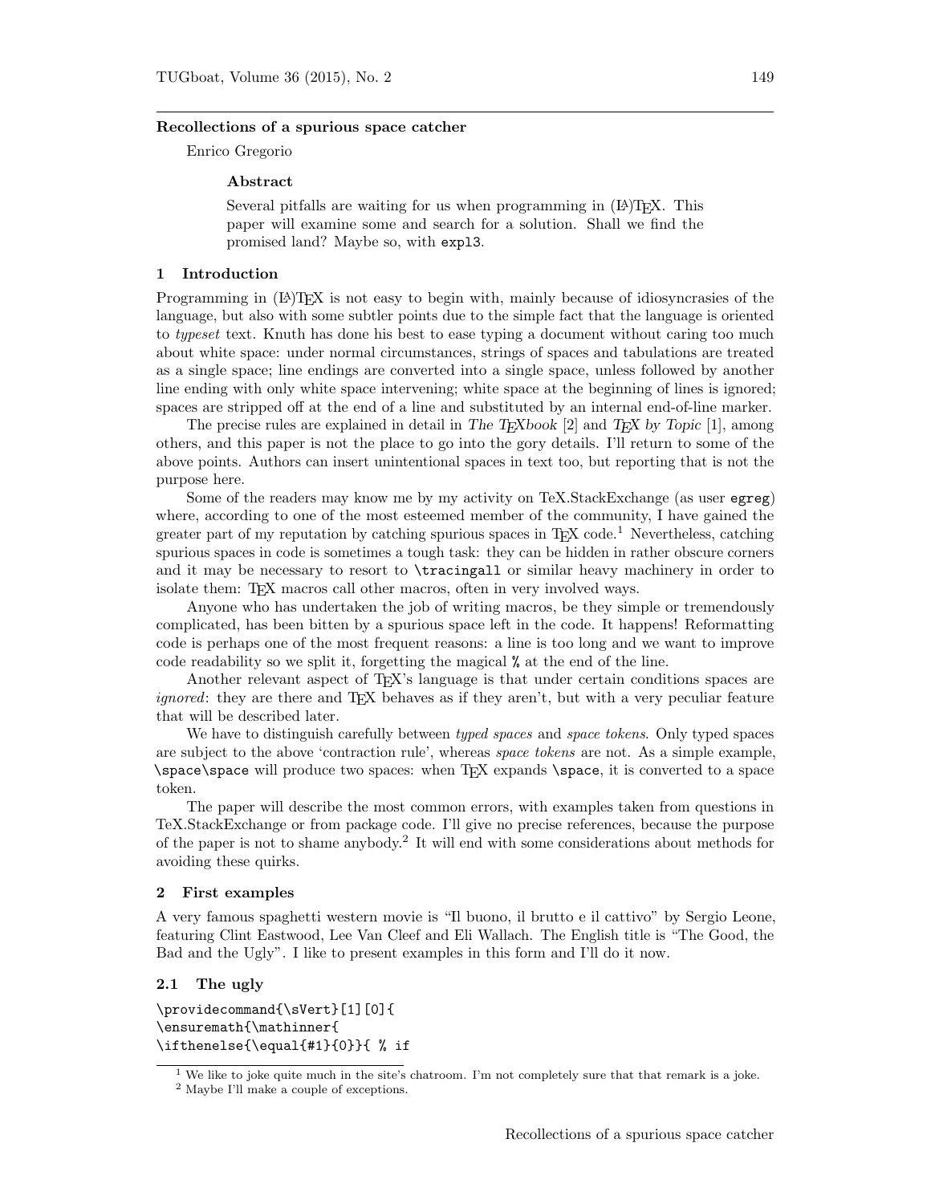# Recollections of a spurious space catcher

Enrico Gregorio

### Abstract

Several pitfalls are waiting for us when programming in (LA)TEX. This paper will examine some and search for a solution. Shall we find the promised land? Maybe so, with `expl3`.

## 1 Introduction

Programming in (LA)TEX is not easy to begin with, mainly because of idiosyncrasies of the language, but also with some subtler points due to the simple fact that the language is oriented to *typeset* text. Knuth has done his best to ease typing a document without caring too much about white space: under normal circumstances, strings of spaces and tabulations are treated as a single space; line endings are converted into a single space, unless followed by another line ending with only white space intervening; white space at the beginning of lines is ignored; spaces are stripped off at the end of a line and substituted by an internal end-of-line marker.

The precise rules are explained in detail in *The TEXbook* [2] and *TEX by Topic* [1], among others, and this paper is not the place to go into the gory details. I'll return to some of the above points. Authors can insert unintentional spaces in text too, but reporting that is not the purpose here.

Some of the readers may know me by my activity on TeX.StackExchange (as user `egreg`) where, according to one of the most esteemed member of the community, I have gained the greater part of my reputation by catching spurious spaces in TEX code.[1] Nevertheless, catching spurious spaces in code is sometimes a tough task: they can be hidden in rather obscure corners and it may be necessary to resort to `\tracingall` or similar heavy machinery in order to isolate them: TEX macros call other macros, often in very involved ways.

Anyone who has undertaken the job of writing macros, be they simple or tremendously complicated, has been bitten by a spurious space left in the code. It happens! Reformatting code is perhaps one of the most frequent reasons: a line is too long and we want to improve code readability so we split it, forgetting the magical `%` at the end of the line.

Another relevant aspect of TEX's language is that under certain conditions spaces are *ignored*: they are there and TEX behaves as if they aren't, but with a very peculiar feature that will be described later.

We have to distinguish carefully between *typed spaces* and *space tokens*. Only typed spaces are subject to the above 'contraction rule', whereas *space tokens* are not. As a simple example, `\space\space` will produce two spaces: when TEX expands `\space`, it is converted to a space token.

The paper will describe the most common errors, with examples taken from questions in TeX.StackExchange or from package code. I'll give no precise references, because the purpose of the paper is not to shame anybody.[2] It will end with some considerations about methods for avoiding these quirks.

## 2 First examples

A very famous spaghetti western movie is "Il buono, il brutto e il cattivo" by Sergio Leone, featuring Clint Eastwood, Lee Van Cleef and Eli Wallach. The English title is "The Good, the Bad and the Ugly". I like to present examples in this form and I'll do it now.

### 2.1 The ugly

```
\providecommand{\sVert}[1][0]{
\ensuremath{\mathinner{
\ifthenelse{\equal{#1}{0}}{ % if
```

[1] We like to joke quite much in the site's chatroom. I'm not completely sure that that remark is a joke.

[2] Maybe I'll make a couple of exceptions.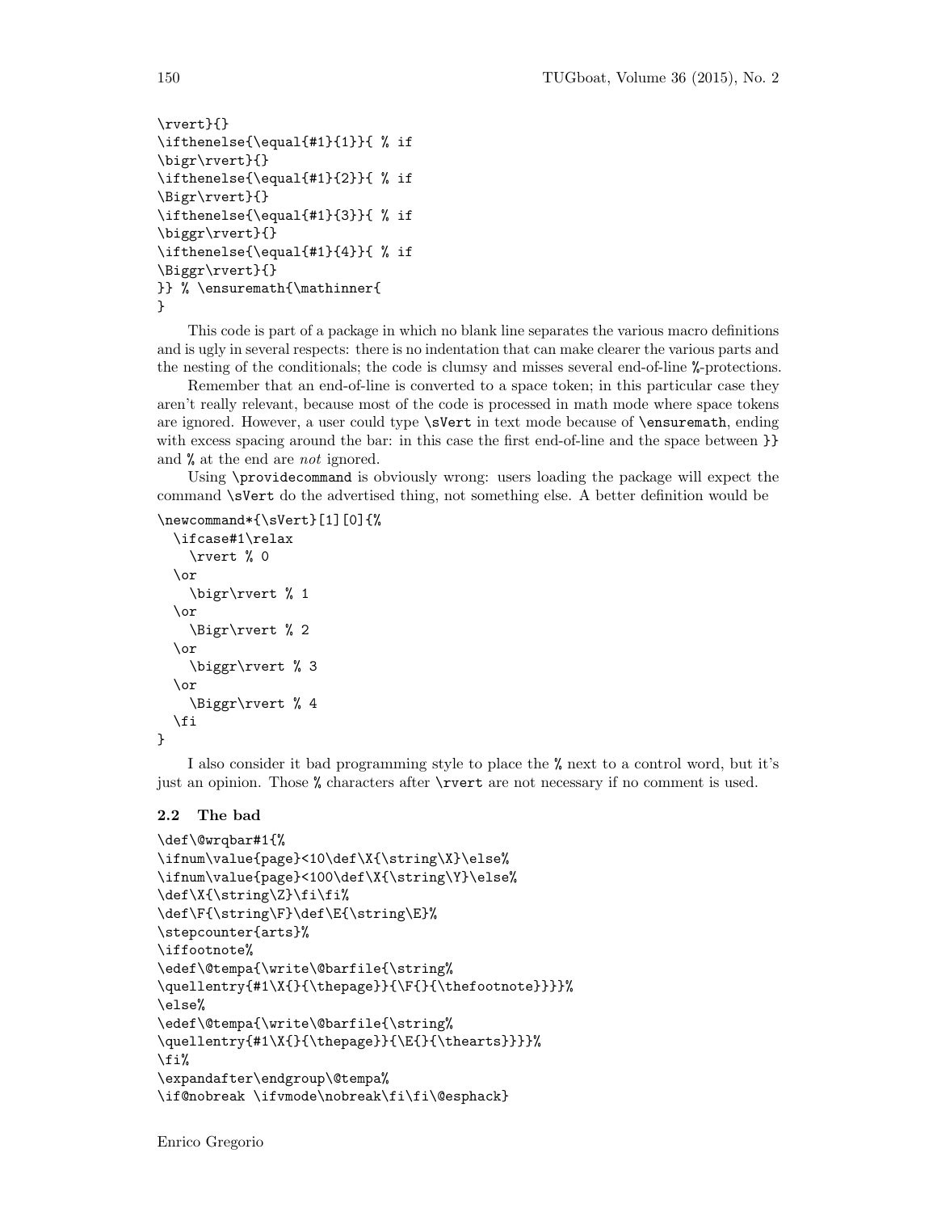```
\rvert}{}
\ifthenelse{\equal{#1}{1}}{ % if
\bigr\rvert}{}
\ifthenelse{\equal{#1}{2}}{ % if
\Bigr\rvert}{}
\ifthenelse{\equal{#1}{3}}{ % if
\biggr\rvert}{}
\ifthenelse{\equal{#1}{4}}{ % if
\Biggr\rvert}{}
}} % \ensuremath{\mathinner{
}
```

This code is part of a package in which no blank line separates the various macro definitions and is ugly in several respects: there is no indentation that can make clearer the various parts and the nesting of the conditionals; the code is clumsy and misses several end-of-line `%`-protections.

Remember that an end-of-line is converted to a space token; in this particular case they aren't really relevant, because most of the code is processed in math mode where space tokens are ignored. However, a user could type `\sVert` in text mode because of `\ensuremath`, ending with excess spacing around the bar: in this case the first end-of-line and the space between `}}` and `%` at the end are *not* ignored.

Using `\providecommand` is obviously wrong: users loading the package will expect the command `\sVert` do the advertised thing, not something else. A better definition would be

```
\newcommand*{\sVert}[1][0]{%
  \ifcase#1\relax
    \rvert % 0
  \or
    \bigr\rvert % 1
  \or
    \Bigr\rvert % 2
  \or
    \biggr\rvert % 3
  \or
    \Biggr\rvert % 4
  \fi
}
```

I also consider it bad programming style to place the `%` next to a control word, but it's just an opinion. Those `%` characters after `\rvert` are not necessary if no comment is used.

### 2.2 The bad

```
\def\@wrqbar#1{%
\ifnum\value{page}<10\def\X{\string\X}\else%
\ifnum\value{page}<100\def\X{\string\Y}\else%
\def\X{\string\Z}\fi\fi%
\def\F{\string\F}\def\E{\string\E}%
\stepcounter{arts}%
\iffootnote%
\edef\@tempa{\write\@barfile{\string%
\quellentry{#1\X{}{\thepage}}{\F{}{\thefootnote}}}}%
\else%
\edef\@tempa{\write\@barfile{\string%
\quellentry{#1\X{}{\thepage}}{\E{}{\thearts}}}}%
\fi%
\expandafter\endgroup\@tempa%
\if@nobreak \ifvmode\nobreak\fi\fi\@esphack}
```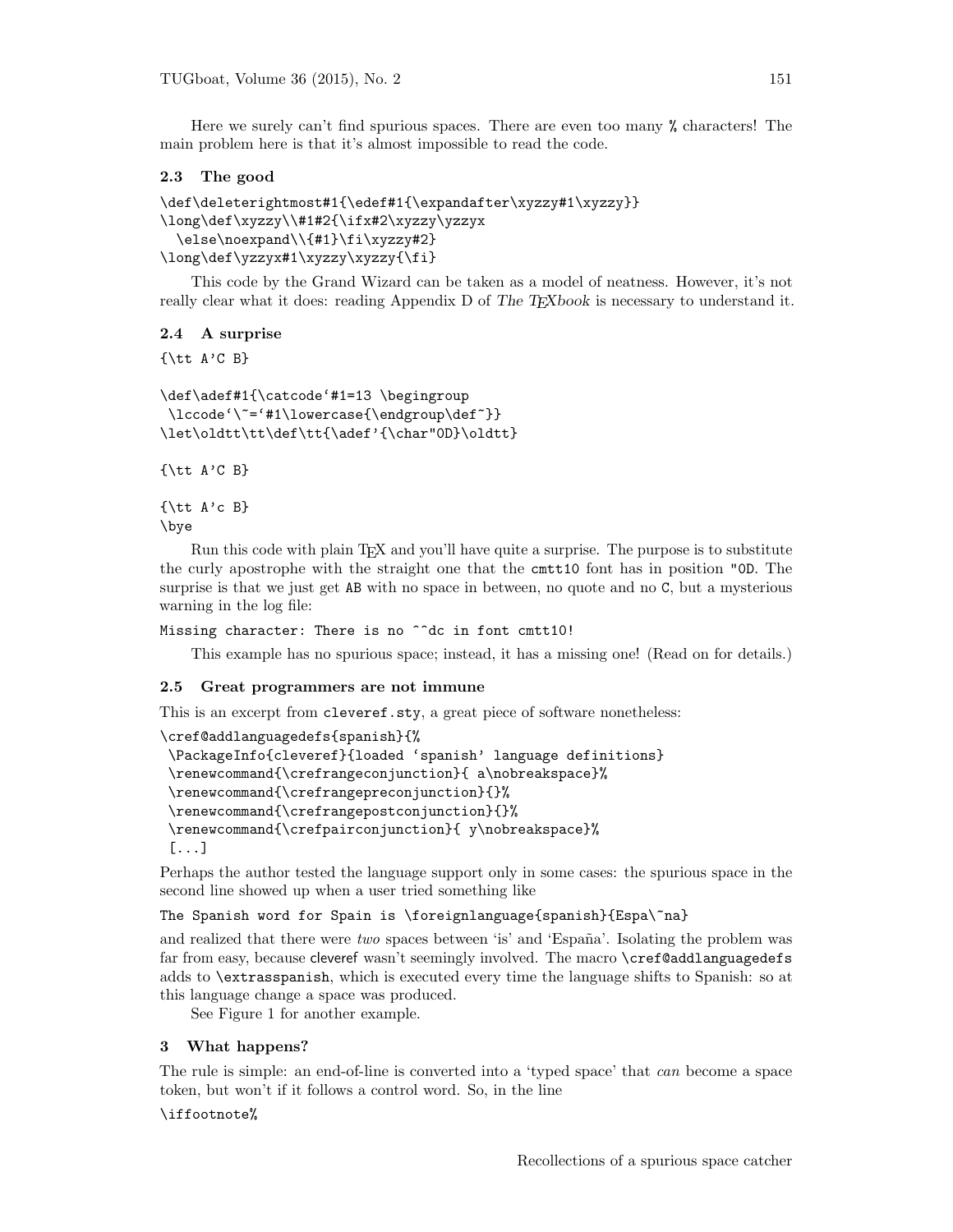Here we surely can't find spurious spaces. There are even too many % characters! The main problem here is that it's almost impossible to read the code.

### 2.3 The good

```
\def\deleterightmost#1{\edef#1{\expandafter\xyzzy#1\xyzzy}}
\long\def\xyzzy\\#1#2{\ifx#2\xyzzy\yzzyx
  \else\noexpand\\{#1}\fi\xyzzy#2}
\long\def\yzzyx#1\xyzzy\xyzzy{\fi}
```

This code by the Grand Wizard can be taken as a model of neatness. However, it's not really clear what it does: reading Appendix D of *The TEXbook* is necessary to understand it.

### 2.4 A surprise

```
{\tt A'C B}

\def\adef#1{\catcode`#1=13 \begingroup
 \lccode`\~=`#1\lowercase{\endgroup\def~}}
\let\oldtt\tt\def\tt{\adef'{\char"0D}\oldtt}

{\tt A'C B}

{\tt A'c B}
\bye
```

Run this code with plain TEX and you'll have quite a surprise. The purpose is to substitute the curly apostrophe with the straight one that the `cmtt10` font has in position `"0D`. The surprise is that we just get `AB` with no space in between, no quote and no `C`, but a mysterious warning in the log file:

```
Missing character: There is no ^^dc in font cmtt10!
```

This example has no spurious space; instead, it has a missing one! (Read on for details.)

### 2.5 Great programmers are not immune

This is an excerpt from `cleveref.sty`, a great piece of software nonetheless:

```
\cref@addlanguagedefs{spanish}{%
 \PackageInfo{cleveref}{loaded `spanish' language definitions}
 \renewcommand{\crefrangeconjunction}{ a\nobreakspace}%
 \renewcommand{\crefrangepreconjunction}{}%
 \renewcommand{\crefrangepostconjunction}{}%
 \renewcommand{\crefpairconjunction}{ y\nobreakspace}%
 [...]
```

Perhaps the author tested the language support only in some cases: the spurious space in the second line showed up when a user tried something like

```
The Spanish word for Spain is \foreignlanguage{spanish}{Espa\~na}
```

and realized that there were *two* spaces between 'is' and 'España'. Isolating the problem was far from easy, because cleveref wasn't seemingly involved. The macro `\cref@addlanguagedefs` adds to `\extrasspanish`, which is executed every time the language shifts to Spanish: so at this language change a space was produced.

See Figure 1 for another example.

## 3 What happens?

The rule is simple: an end-of-line is converted into a 'typed space' that *can* become a space token, but won't if it follows a control word. So, in the line

```
\iffootnote%
```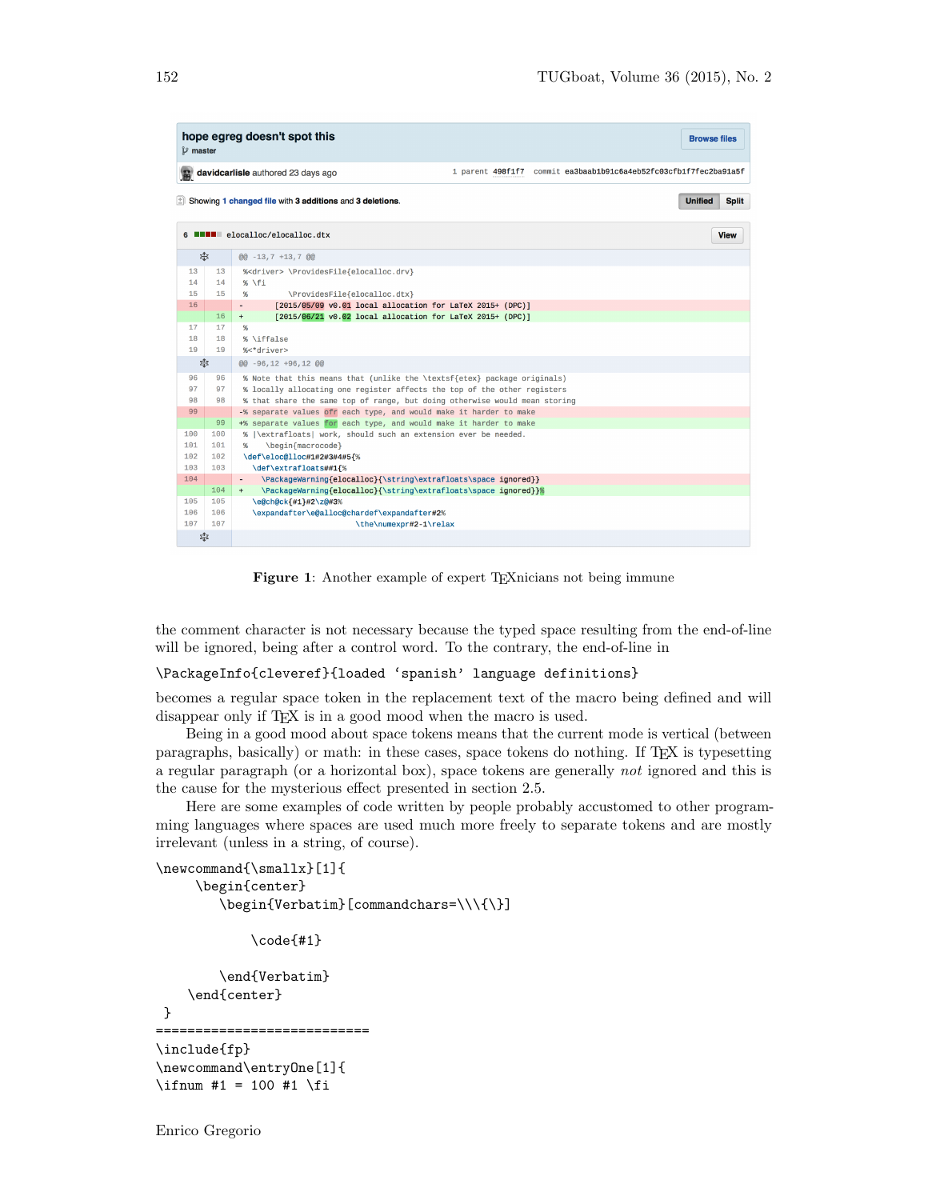```
hope egreg doesn't spot this
master
davidcarlisle authored 23 days ago          1 parent 498f1f7  commit ea3baab1b91c6a4eb52fc03cfb1f7fec2ba91a5f

Showing 1 changed file with 3 additions and 3 deletions.

6  elocalloc/elocalloc.dtx

@@ -13,7 +13,7 @@
13  13   %<driver> \ProvidesFile{elocalloc.drv}
14  14   % \fi
15  15   %         \ProvidesFile{elocalloc.dtx}
16      -       [2015/05/09 v0.01 local allocation for LaTeX 2015+ (DPC)]
    16  +       [2015/06/21 v0.02 local allocation for LaTeX 2015+ (DPC)]
17  17   %
18  18   % \iffalse
19  19   %<*driver>
@@ -96,12 +96,12 @@
96  96   % Note that this means that (unlike the \textsf{etex} package originals)
97  97   % locally allocating one register affects the top of the other registers
98  98   % that share the same top of range, but doing otherwise would mean storing
99      -% separate values ofr each type, and would make it harder to make
    99  +% separate values for each type, and would make it harder to make
100 100  % |\extrafloats| work, should such an extension ever be needed.
101 101  %    \begin{macrocode}
102 102  \def\eloc@lloc#1#2#3#4#5{%
103 103    \def\extrafloats##1{%
104     -    \PackageWarning{elocalloc}{\string\extrafloats\space ignored}}
    104 +    \PackageWarning{elocalloc}{\string\extrafloats\space ignored}}%
105 105    \e@ch@ck{#1}#2\z@#3%
106 106    \expandafter\e@alloc@chardef\expandafter#2%
107 107                \the\numexpr#2-1\relax
```

**Figure 1**: Another example of expert TEXnicians not being immune

the comment character is not necessary because the typed space resulting from the end-of-line will be ignored, being after a control word. To the contrary, the end-of-line in

```
\PackageInfo{cleveref}{loaded `spanish' language definitions}
```

becomes a regular space token in the replacement text of the macro being defined and will disappear only if TEX is in a good mood when the macro is used.

Being in a good mood about space tokens means that the current mode is vertical (between paragraphs, basically) or math: in these cases, space tokens do nothing. If TEX is typesetting a regular paragraph (or a horizontal box), space tokens are generally *not* ignored and this is the cause for the mysterious effect presented in section 2.5.

Here are some examples of code written by people probably accustomed to other programming languages where spaces are used much more freely to separate tokens and are mostly irrelevant (unless in a string, of course).

```
\newcommand{\smallx}[1]{
     \begin{center}
        \begin{Verbatim}[commandchars=\\\{\}]

            \code{#1}

        \end{Verbatim}
    \end{center}
 }
===========================
\include{fp}
\newcommand\entryOne[1]{
\ifnum #1 = 100 #1 \fi
```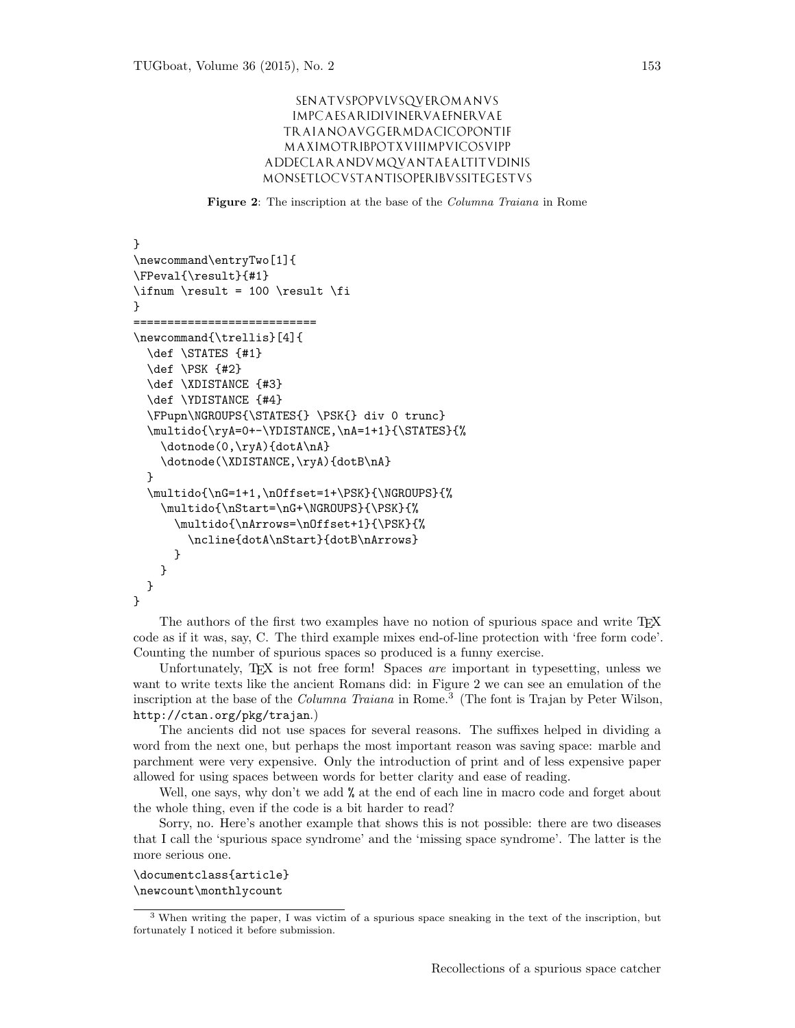SENATVSPOPVLVSQVEROMANVS
IMPCAESARIDIVINERVAEFNERVAE
TRAIANOAVGGERMDACICOPONTIF
MAXIMOTRIBPOTXVIIIMPVICOSVIPP
ADDECLARANDVMQVANTAEALTITVDINIS
MONSETLOCVSTANTISOPERIBVSSITEGESTVS

**Figure 2**: The inscription at the base of the *Columna Traiana* in Rome

```
}
\newcommand\entryTwo[1]{
\FPeval{\result}{#1}
\ifnum \result = 100 \result \fi
}
==========================
\newcommand{\trellis}[4]{
  \def \STATES {#1}
  \def \PSK {#2}
  \def \XDISTANCE {#3}
  \def \YDISTANCE {#4}
  \FPupn\NGROUPS{\STATES{} \PSK{} div 0 trunc}
  \multido{\ryA=0+-\YDISTANCE,\nA=1+1}{\STATES}{%
    \dotnode(0,\ryA){dotA\nA}
    \dotnode(\XDISTANCE,\ryA){dotB\nA}
  }
  \multido{\nG=1+1,\nOffset=1+\PSK}{\NGROUPS}{%
    \multido{\nStart=\nG+\NGROUPS}{\PSK}{%
      \multido{\nArrows=\nOffset+1}{\PSK}{%
        \ncline{dotA\nStart}{dotB\nArrows}
      }
    }
  }
}
```

The authors of the first two examples have no notion of spurious space and write TEX code as if it was, say, C. The third example mixes end-of-line protection with 'free form code'. Counting the number of spurious spaces so produced is a funny exercise.

Unfortunately, TEX is not free form! Spaces *are* important in typesetting, unless we want to write texts like the ancient Romans did: in Figure 2 we can see an emulation of the inscription at the base of the *Columna Traiana* in Rome.[3] (The font is Trajan by Peter Wilson, `http://ctan.org/pkg/trajan`.)

The ancients did not use spaces for several reasons. The suffixes helped in dividing a word from the next one, but perhaps the most important reason was saving space: marble and parchment were very expensive. Only the introduction of print and of less expensive paper allowed for using spaces between words for better clarity and ease of reading.

Well, one says, why don't we add `%` at the end of each line in macro code and forget about the whole thing, even if the code is a bit harder to read?

Sorry, no. Here's another example that shows this is not possible: there are two diseases that I call the 'spurious space syndrome' and the 'missing space syndrome'. The latter is the more serious one.

```
\documentclass{article}
\newcount\monthlycount
```

[3] When writing the paper, I was victim of a spurious space sneaking in the text of the inscription, but fortunately I noticed it before submission.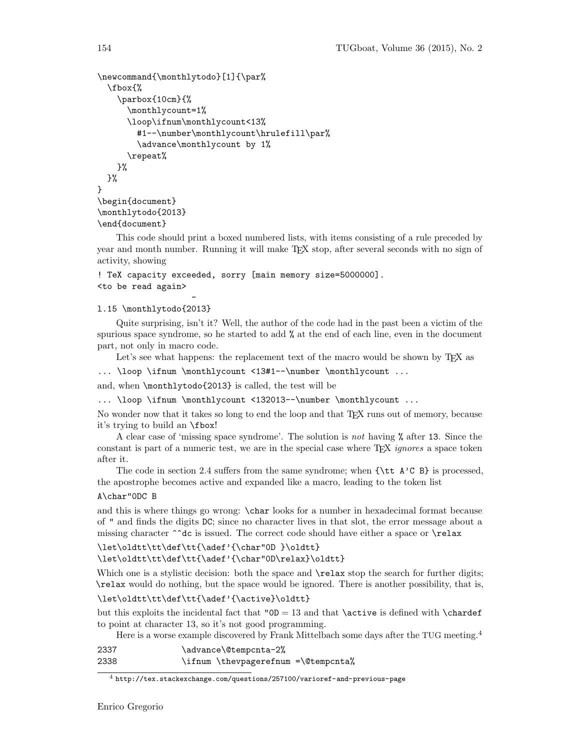```
\newcommand{\monthlytodo}[1]{\par%
  \fbox{%
    \parbox{10cm}{%
      \monthlycount=1%
      \loop\ifnum\monthlycount<13%
        #1--\number\monthlycount\hrulefill\par%
        \advance\monthlycount by 1%
      \repeat%
    }%
  }%
}
\begin{document}
\monthlytodo{2013}
\end{document}
```

This code should print a boxed numbered lists, with items consisting of a rule preceded by year and month number. Running it will make TeX stop, after several seconds with no sign of activity, showing

```
! TeX capacity exceeded, sorry [main memory size=5000000].
<to be read again>
                   -
l.15 \monthlytodo{2013}
```

Quite surprising, isn't it? Well, the author of the code had in the past been a victim of the spurious space syndrome, so he started to add `%` at the end of each line, even in the document part, not only in macro code.

Let's see what happens: the replacement text of the macro would be shown by TeX as

```
... \loop \ifnum \monthlycount <13#1--\number \monthlycount ...
```

and, when `\monthlytodo{2013}` is called, the test will be

```
... \loop \ifnum \monthlycount <132013--\number \monthlycount ...
```

No wonder now that it takes so long to end the loop and that TeX runs out of memory, because it's trying to build an `\fbox`!

A clear case of 'missing space syndrome'. The solution is *not* having `%` after `13`. Since the constant is part of a numeric test, we are in the special case where TeX *ignores* a space token after it.

The code in section 2.4 suffers from the same syndrome; when `{\tt A'C B}` is processed, the apostrophe becomes active and expanded like a macro, leading to the token list

```
A\char"0DC B
```

and this is where things go wrong: `\char` looks for a number in hexadecimal format because of `"` and finds the digits `DC`; since no character lives in that slot, the error message about a missing character `^^dc` is issued. The correct code should have either a space or `\relax`

```
\let\oldtt\tt\def\tt{\adef'{\char"0D }\oldtt}
\let\oldtt\tt\def\tt{\adef'{\char"0D\relax}\oldtt}
```

Which one is a stylistic decision: both the space and `\relax` stop the search for further digits; `\relax` would do nothing, but the space would be ignored. There is another possibility, that is,

```
\let\oldtt\tt\def\tt{\adef'{\active}\oldtt}
```

but this exploits the incidental fact that `"0D` = 13 and that `\active` is defined with `\chardef` to point at character 13, so it's not good programming.

Here is a worse example discovered by Frank Mittelbach some days after the TUG meeting.[4]

```
2337              \advance\@tempcnta-2%
2338              \ifnum \thevpagerefnum =\@tempcnta%
```

[4] http://tex.stackexchange.com/questions/257100/varioref-and-previous-page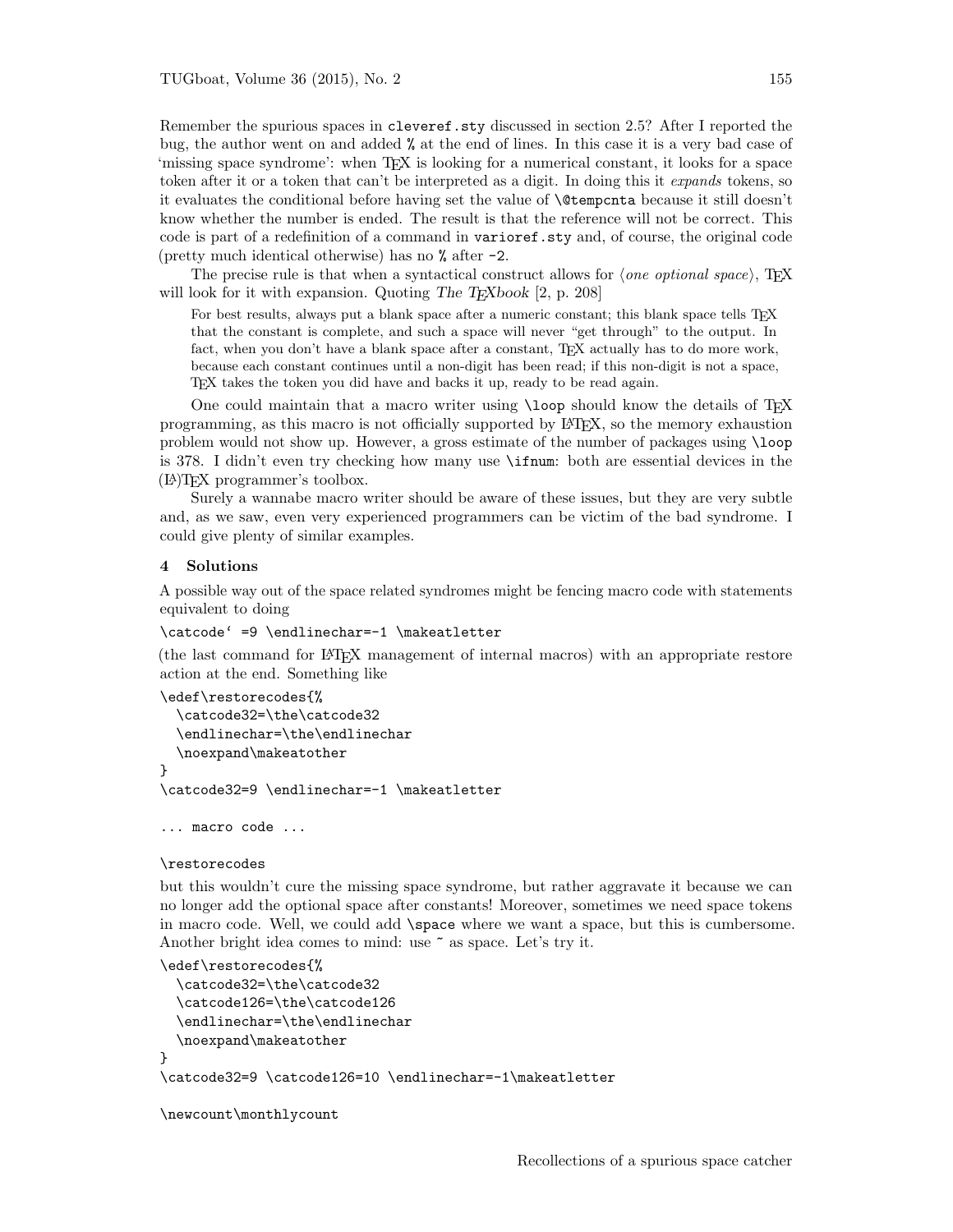Remember the spurious spaces in `cleveref.sty` discussed in section 2.5? After I reported the bug, the author went on and added `%` at the end of lines. In this case it is a very bad case of 'missing space syndrome': when TeX is looking for a numerical constant, it looks for a space token after it or a token that can't be interpreted as a digit. In doing this it *expands* tokens, so it evaluates the conditional before having set the value of `\@tempcnta` because it still doesn't know whether the number is ended. The result is that the reference will not be correct. This code is part of a redefinition of a command in `varioref.sty` and, of course, the original code (pretty much identical otherwise) has no `%` after `-2`.

The precise rule is that when a syntactical construct allows for ⟨*one optional space*⟩, TeX will look for it with expansion. Quoting *The TeXbook* [2, p. 208]

> For best results, always put a blank space after a numeric constant; this blank space tells TeX that the constant is complete, and such a space will never "get through" to the output. In fact, when you don't have a blank space after a constant, TeX actually has to do more work, because each constant continues until a non-digit has been read; if this non-digit is not a space, TeX takes the token you did have and backs it up, ready to be read again.

One could maintain that a macro writer using `\loop` should know the details of TeX programming, as this macro is not officially supported by LaTeX, so the memory exhaustion problem would not show up. However, a gross estimate of the number of packages using `\loop` is 378. I didn't even try checking how many use `\ifnum`: both are essential devices in the (La)TeX programmer's toolbox.

Surely a wannabe macro writer should be aware of these issues, but they are very subtle and, as we saw, even very experienced programmers can be victim of the bad syndrome. I could give plenty of similar examples.

## 4 Solutions

A possible way out of the space related syndromes might be fencing macro code with statements equivalent to doing

```
\catcode`\ =9 \endlinechar=-1 \makeatletter
```

(the last command for LaTeX management of internal macros) with an appropriate restore action at the end. Something like

```
\edef\restorecodes{%
  \catcode32=\the\catcode32
  \endlinechar=\the\endlinechar
  \noexpand\makeatother
}
\catcode32=9 \endlinechar=-1 \makeatletter

... macro code ...

\restorecodes
```

but this wouldn't cure the missing space syndrome, but rather aggravate it because we can no longer add the optional space after constants! Moreover, sometimes we need space tokens in macro code. Well, we could add `\space` where we want a space, but this is cumbersome. Another bright idea comes to mind: use `~` as space. Let's try it.

```
\edef\restorecodes{%
  \catcode32=\the\catcode32
  \catcode126=\the\catcode126
  \endlinechar=\the\endlinechar
  \noexpand\makeatother
}
\catcode32=9 \catcode126=10 \endlinechar=-1\makeatletter

\newcount\monthlycount
```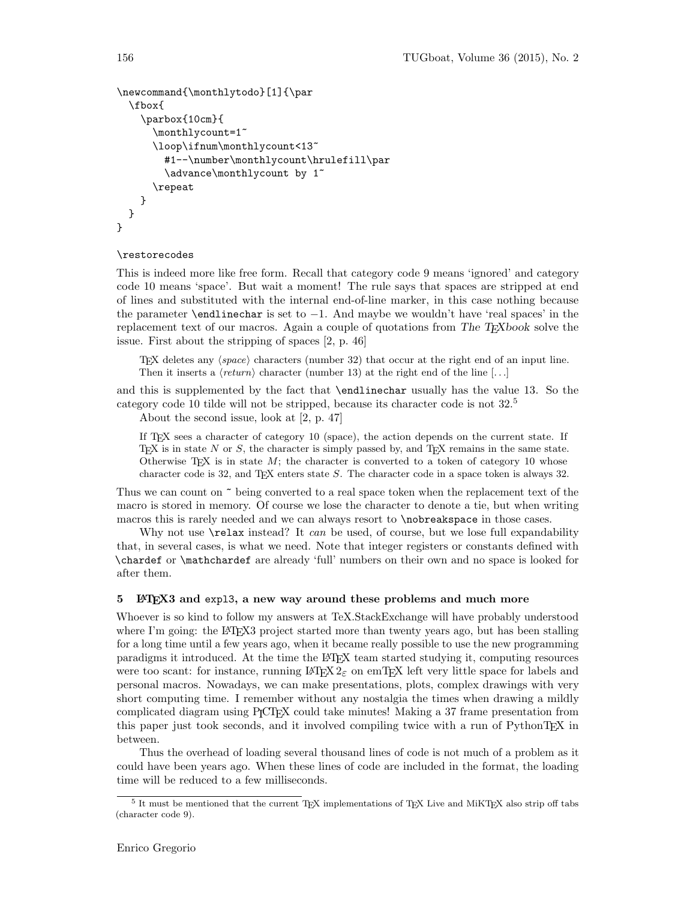```
\newcommand{\monthlytodo}[1]{\par
  \fbox{
    \parbox{10cm}{
      \monthlycount=1~
      \loop\ifnum\monthlycount<13~
        #1--\number\monthlycount\hrulefill\par
        \advance\monthlycount by 1~
      \repeat
    }
  }
}

\restorecodes
```

This is indeed more like free form. Recall that category code 9 means 'ignored' and category code 10 means 'space'. But wait a moment! The rule says that spaces are stripped at end of lines and substituted with the internal end-of-line marker, in this case nothing because the parameter `\endlinechar` is set to $-1$. And maybe we wouldn't have 'real spaces' in the replacement text of our macros. Again a couple of quotations from *The TEXbook* solve the issue. First about the stripping of spaces [2, p. 46]

> TEX deletes any ⟨*space*⟩ characters (number 32) that occur at the right end of an input line. Then it inserts a ⟨*return*⟩ character (number 13) at the right end of the line [...]

and this is supplemented by the fact that `\endlinechar` usually has the value 13. So the category code 10 tilde will not be stripped, because its character code is not 32.[5]

About the second issue, look at [2, p. 47]

> If TEX sees a character of category 10 (space), the action depends on the current state. If TEX is in state $N$ or $S$, the character is simply passed by, and TEX remains in the same state. Otherwise TEX is in state $M$; the character is converted to a token of category 10 whose character code is 32, and TEX enters state $S$. The character code in a space token is always 32.

Thus we can count on `~` being converted to a real space token when the replacement text of the macro is stored in memory. Of course we lose the character to denote a tie, but when writing macros this is rarely needed and we can always resort to `\nobreakspace` in those cases.

Why not use `\relax` instead? It *can* be used, of course, but we lose full expandability that, in several cases, is what we need. Note that integer registers or constants defined with `\chardef` or `\mathchardef` are already 'full' numbers on their own and no space is looked for after them.

## 5 LATEX3 and `expl3`, a new way around these problems and much more

Whoever is so kind to follow my answers at TeX.StackExchange will have probably understood where I'm going: the LATEX3 project started more than twenty years ago, but has been stalling for a long time until a few years ago, when it became really possible to use the new programming paradigms it introduced. At the time the LATEX team started studying it, computing resources were too scant: for instance, running LATEX $2_\varepsilon$ on emTEX left very little space for labels and personal macros. Nowadays, we can make presentations, plots, complex drawings with very short computing time. I remember without any nostalgia the times when drawing a mildly complicated diagram using PICTEX could take minutes! Making a 37 frame presentation from this paper just took seconds, and it involved compiling twice with a run of PythonTEX in between.

Thus the overhead of loading several thousand lines of code is not much of a problem as it could have been years ago. When these lines of code are included in the format, the loading time will be reduced to a few milliseconds.

---

[5] It must be mentioned that the current TEX implementations of TEX Live and MiKTEX also strip off tabs (character code 9).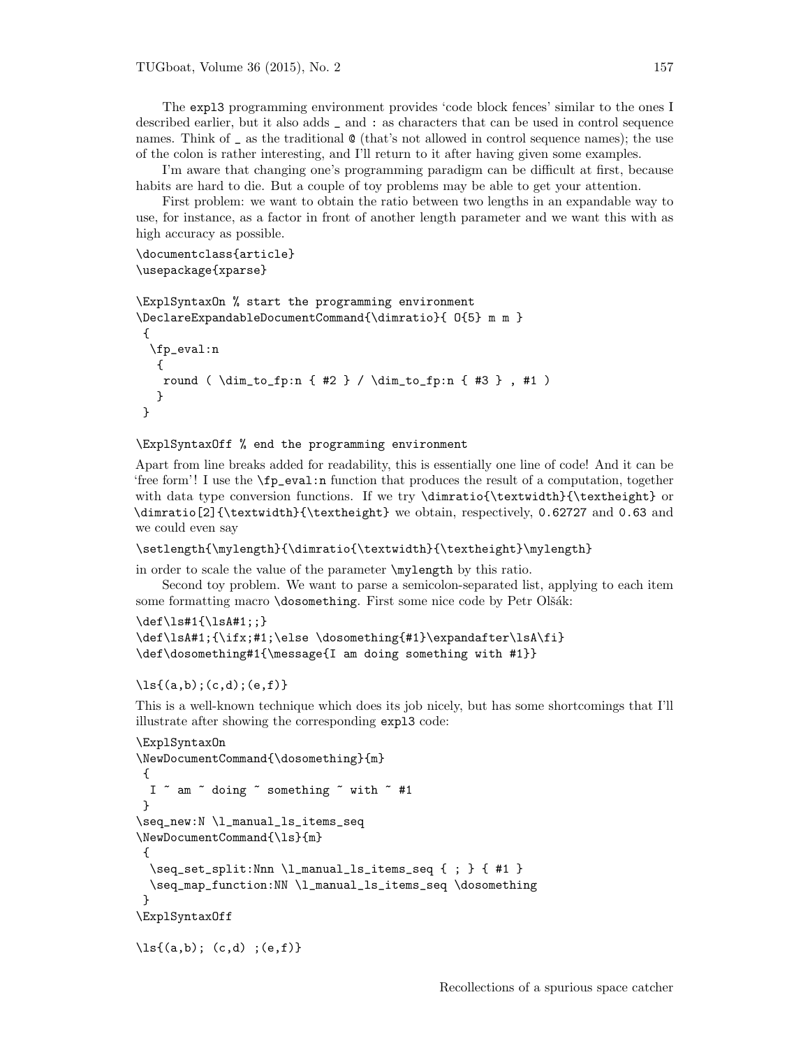The `expl3` programming environment provides 'code block fences' similar to the ones I described earlier, but it also adds `_` and `:` as characters that can be used in control sequence names. Think of `_` as the traditional `@` (that's not allowed in control sequence names); the use of the colon is rather interesting, and I'll return to it after having given some examples.

I'm aware that changing one's programming paradigm can be difficult at first, because habits are hard to die. But a couple of toy problems may be able to get your attention.

First problem: we want to obtain the ratio between two lengths in an expandable way to use, for instance, as a factor in front of another length parameter and we want this with as high accuracy as possible.

```
\documentclass{article}
\usepackage{xparse}

\ExplSyntaxOn % start the programming environment
\DeclareExpandableDocumentCommand{\dimratio}{ O{5} m m }
 {
  \fp_eval:n
   {
    round ( \dim_to_fp:n { #2 } / \dim_to_fp:n { #3 } , #1 )
   }
 }

\ExplSyntaxOff % end the programming environment
```

Apart from line breaks added for readability, this is essentially one line of code! And it can be 'free form'! I use the `\fp_eval:n` function that produces the result of a computation, together with data type conversion functions. If we try `\dimratio{\textwidth}{\textheight}` or `\dimratio[2]{\textwidth}{\textheight}` we obtain, respectively, `0.62727` and `0.63` and we could even say

```
\setlength{\mylength}{\dimratio{\textwidth}{\textheight}\mylength}
```

in order to scale the value of the parameter `\mylength` by this ratio.

Second toy problem. We want to parse a semicolon-separated list, applying to each item some formatting macro `\dosomething`. First some nice code by Petr Olšák:

```
\def\ls#1{\lsA#1;;}
\def\lsA#1;{\ifx;#1;\else \dosomething{#1}\expandafter\lsA\fi}
\def\dosomething#1{\message{I am doing something with #1}}

\ls{(a,b);(c,d);(e,f)}
```

This is a well-known technique which does its job nicely, but has some shortcomings that I'll illustrate after showing the corresponding `expl3` code:

```
\ExplSyntaxOn
\NewDocumentCommand{\dosomething}{m}
 {
  I ~ am ~ doing ~ something ~ with ~ #1
 }
\seq_new:N \l_manual_ls_items_seq
\NewDocumentCommand{\ls}{m}
 {
  \seq_set_split:Nnn \l_manual_ls_items_seq { ; } { #1 }
  \seq_map_function:NN \l_manual_ls_items_seq \dosomething
 }
\ExplSyntaxOff

\ls{(a,b); (c,d) ;(e,f)}
```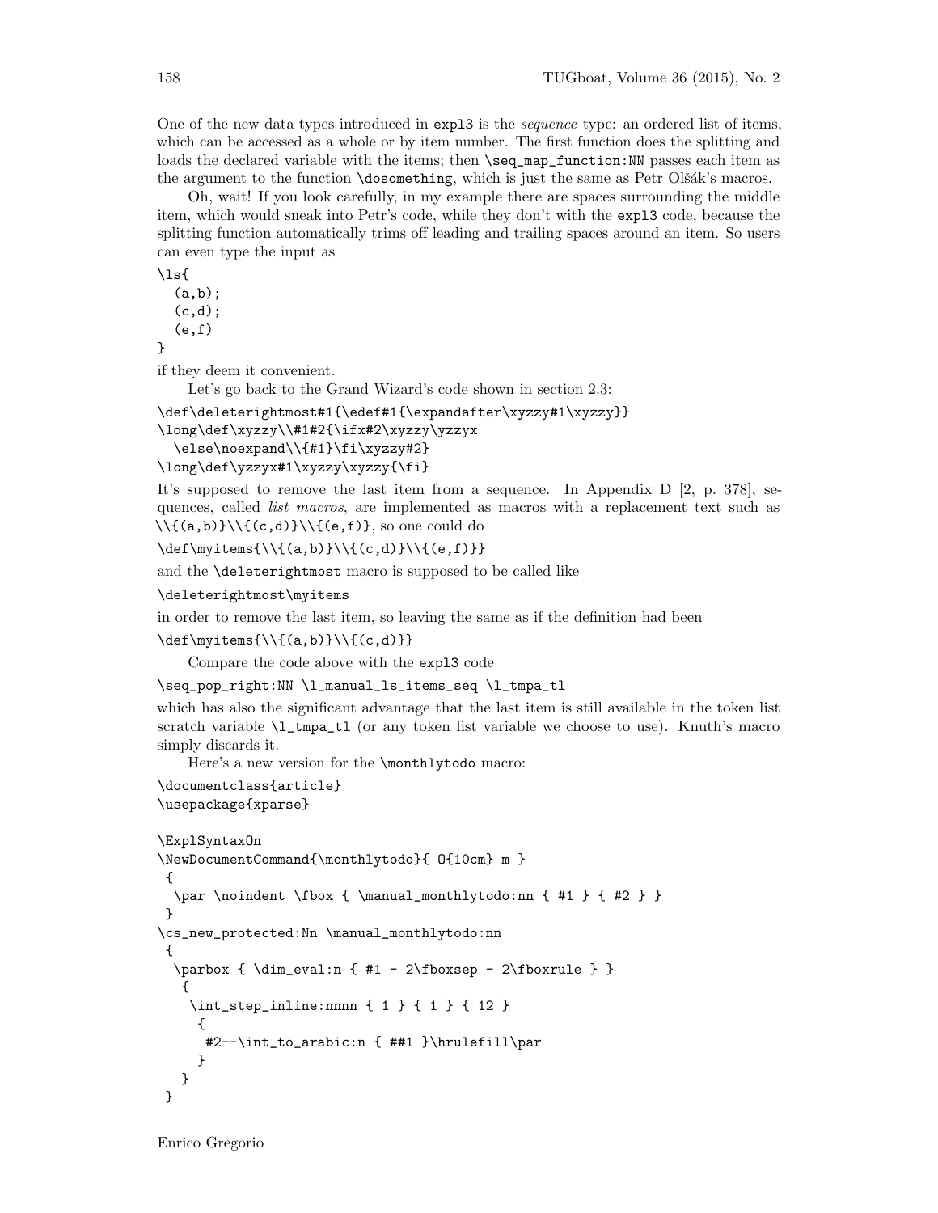One of the new data types introduced in expl3 is the *sequence* type: an ordered list of items, which can be accessed as a whole or by item number. The first function does the splitting and loads the declared variable with the items; then `\seq_map_function:NN` passes each item as the argument to the function `\dosomething`, which is just the same as Petr Olšák's macros.

Oh, wait! If you look carefully, in my example there are spaces surrounding the middle item, which would sneak into Petr's code, while they don't with the expl3 code, because the splitting function automatically trims off leading and trailing spaces around an item. So users can even type the input as

```
\ls{
  (a,b);
  (c,d);
  (e,f)
}
```

if they deem it convenient.

Let's go back to the Grand Wizard's code shown in section 2.3:

```
\def\deleterightmost#1{\edef#1{\expandafter\xyzzy#1\xyzzy}}
\long\def\xyzzy\\#1#2{\ifx#2\xyzzy\yzzyx
  \else\noexpand\\{#1}\fi\xyzzy#2}
\long\def\yzzyx#1\xyzzy\xyzzy{\fi}
```

It's supposed to remove the last item from a sequence. In Appendix D [2, p. 378], sequences, called *list macros*, are implemented as macros with a replacement text such as `\\{(a,b)}\\{(c,d)}\\{(e,f)}`, so one could do

```
\def\myitems{\\{(a,b)}\\{(c,d)}\\{(e,f)}}
```

and the `\deleterightmost` macro is supposed to be called like

```
\deleterightmost\myitems
```

in order to remove the last item, so leaving the same as if the definition had been

```
\def\myitems{\\{(a,b)}\\{(c,d)}}
```

Compare the code above with the expl3 code

```
\seq_pop_right:NN \l_manual_ls_items_seq \l_tmpa_tl
```

which has also the significant advantage that the last item is still available in the token list scratch variable `\l_tmpa_tl` (or any token list variable we choose to use). Knuth's macro simply discards it.

Here's a new version for the `\monthlytodo` macro:

```
\documentclass{article}
\usepackage{xparse}

\ExplSyntaxOn
\NewDocumentCommand{\monthlytodo}{ O{10cm} m }
 {
  \par \noindent \fbox { \manual_monthlytodo:nn { #1 } { #2 } }
 }
\cs_new_protected:Nn \manual_monthlytodo:nn
 {
  \parbox { \dim_eval:n { #1 - 2\fboxsep - 2\fboxrule } }
   {
    \int_step_inline:nnnn { 1 } { 1 } { 12 }
     {
      #2--\int_to_arabic:n { ##1 }\hrulefill\par
     }
   }
 }
```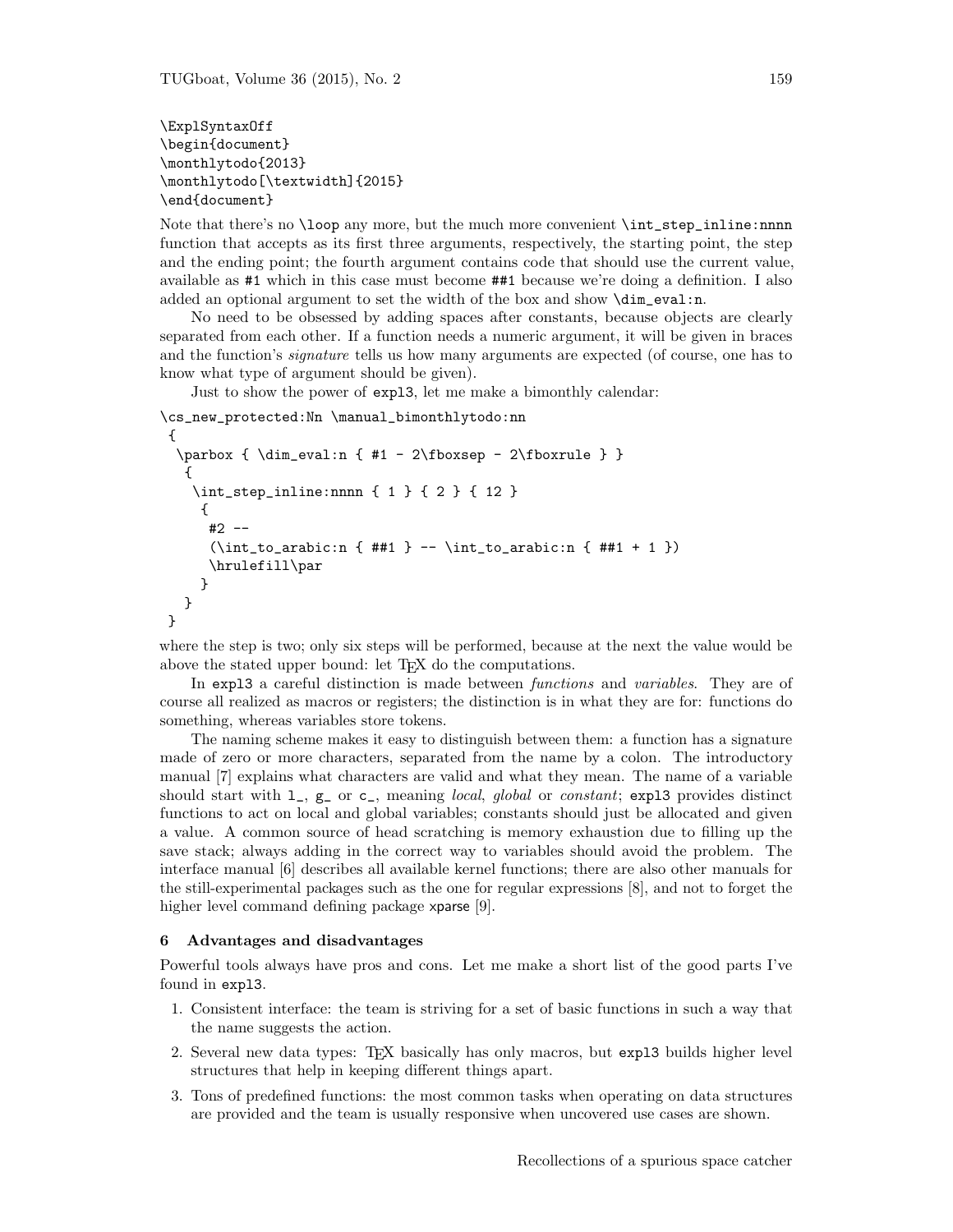```
\ExplSyntaxOff
\begin{document}
\monthlytodo{2013}
\monthlytodo[\textwidth]{2015}
\end{document}
```

Note that there's no `\loop` any more, but the much more convenient `\int_step_inline:nnnn` function that accepts as its first three arguments, respectively, the starting point, the step and the ending point; the fourth argument contains code that should use the current value, available as `#1` which in this case must become `##1` because we're doing a definition. I also added an optional argument to set the width of the box and show `\dim_eval:n`.

No need to be obsessed by adding spaces after constants, because objects are clearly separated from each other. If a function needs a numeric argument, it will be given in braces and the function's *signature* tells us how many arguments are expected (of course, one has to know what type of argument should be given).

Just to show the power of `expl3`, let me make a bimonthly calendar:

```
\cs_new_protected:Nn \manual_bimonthlytodo:nn
 {
  \parbox { \dim_eval:n { #1 - 2\fboxsep - 2\fboxrule } }
   {
    \int_step_inline:nnnn { 1 } { 2 } { 12 }
     {
      #2 --
      (\int_to_arabic:n { ##1 } -- \int_to_arabic:n { ##1 + 1 })
      \hrulefill\par
     }
   }
 }
```

where the step is two; only six steps will be performed, because at the next the value would be above the stated upper bound: let TeX do the computations.

In `expl3` a careful distinction is made between *functions* and *variables*. They are of course all realized as macros or registers; the distinction is in what they are for: functions do something, whereas variables store tokens.

The naming scheme makes it easy to distinguish between them: a function has a signature made of zero or more characters, separated from the name by a colon. The introductory manual [7] explains what characters are valid and what they mean. The name of a variable should start with `l_`, `g_` or `c_`, meaning *local*, *global* or *constant*; `expl3` provides distinct functions to act on local and global variables; constants should just be allocated and given a value. A common source of head scratching is memory exhaustion due to filling up the save stack; always adding in the correct way to variables should avoid the problem. The interface manual [6] describes all available kernel functions; there are also other manuals for the still-experimental packages such as the one for regular expressions [8], and not to forget the higher level command defining package xparse [9].

## 6 Advantages and disadvantages

Powerful tools always have pros and cons. Let me make a short list of the good parts I've found in `expl3`.

1. Consistent interface: the team is striving for a set of basic functions in such a way that the name suggests the action.
2. Several new data types: TeX basically has only macros, but `expl3` builds higher level structures that help in keeping different things apart.
3. Tons of predefined functions: the most common tasks when operating on data structures are provided and the team is usually responsive when uncovered use cases are shown.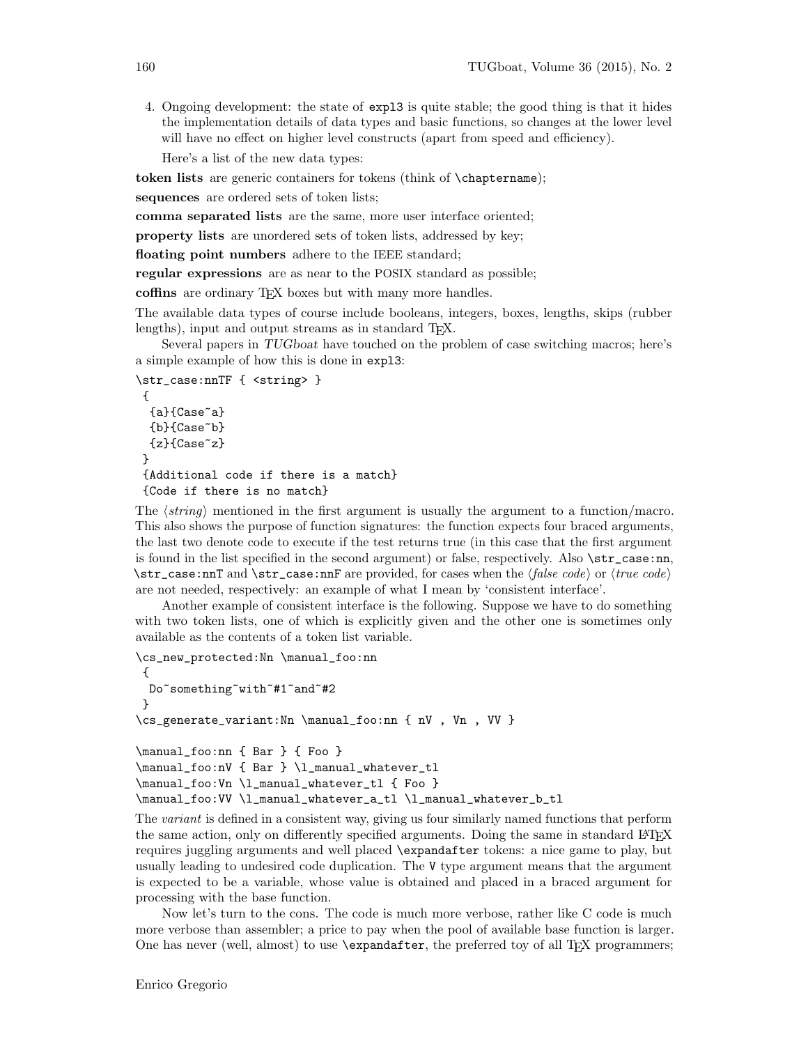4. Ongoing development: the state of `expl3` is quite stable; the good thing is that it hides the implementation details of data types and basic functions, so changes at the lower level will have no effect on higher level constructs (apart from speed and efficiency).

   Here's a list of the new data types:

**token lists** are generic containers for tokens (think of `\chaptername`);

**sequences** are ordered sets of token lists;

**comma separated lists** are the same, more user interface oriented;

**property lists** are unordered sets of token lists, addressed by key;

**floating point numbers** adhere to the IEEE standard;

**regular expressions** are as near to the POSIX standard as possible;

**coffins** are ordinary TEX boxes but with many more handles.

The available data types of course include booleans, integers, boxes, lengths, skips (rubber lengths), input and output streams as in standard TEX.

Several papers in *TUGboat* have touched on the problem of case switching macros; here's a simple example of how this is done in `expl3`:

```
\str_case:nnTF { <string> }
 {
  {a}{Case~a}
  {b}{Case~b}
  {z}{Case~z}
 }
 {Additional code if there is a match}
 {Code if there is no match}
```

The ⟨*string*⟩ mentioned in the first argument is usually the argument to a function/macro. This also shows the purpose of function signatures: the function expects four braced arguments, the last two denote code to execute if the test returns true (in this case that the first argument is found in the list specified in the second argument) or false, respectively. Also `\str_case:nn`, `\str_case:nnT` and `\str_case:nnF` are provided, for cases when the ⟨*false code*⟩ or ⟨*true code*⟩ are not needed, respectively: an example of what I mean by 'consistent interface'.

Another example of consistent interface is the following. Suppose we have to do something with two token lists, one of which is explicitly given and the other one is sometimes only available as the contents of a token list variable.

```
\cs_new_protected:Nn \manual_foo:nn
 {
  Do~something~with~#1~and~#2
 }
\cs_generate_variant:Nn \manual_foo:nn { nV , Vn , VV }

\manual_foo:nn { Bar } { Foo }
\manual_foo:nV { Bar } \l_manual_whatever_tl
\manual_foo:Vn \l_manual_whatever_tl { Foo }
\manual_foo:VV \l_manual_whatever_a_tl \l_manual_whatever_b_tl
```

The *variant* is defined in a consistent way, giving us four similarly named functions that perform the same action, only on differently specified arguments. Doing the same in standard LATEX requires juggling arguments and well placed `\expandafter` tokens: a nice game to play, but usually leading to undesired code duplication. The `V` type argument means that the argument is expected to be a variable, whose value is obtained and placed in a braced argument for processing with the base function.

Now let's turn to the cons. The code is much more verbose, rather like C code is much more verbose than assembler; a price to pay when the pool of available base function is larger. One has never (well, almost) to use `\expandafter`, the preferred toy of all TEX programmers;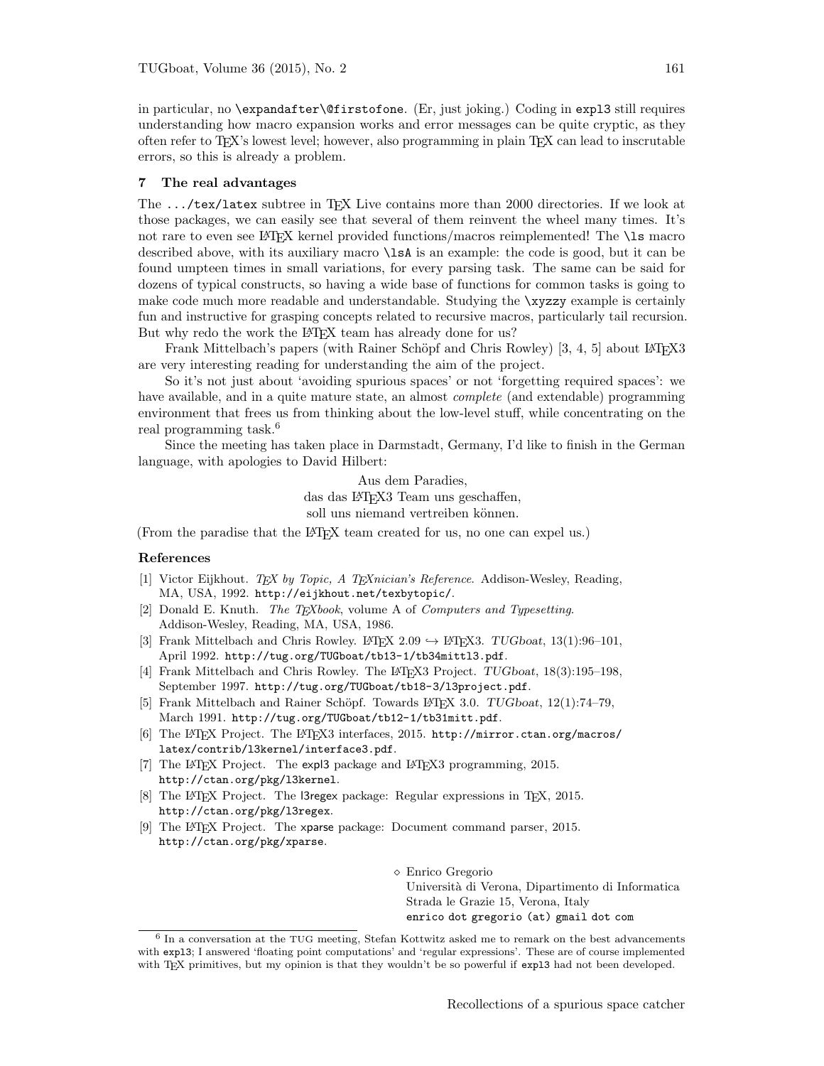in particular, no `\expandafter\@firstofone`. (Er, just joking.) Coding in `expl3` still requires understanding how macro expansion works and error messages can be quite cryptic, as they often refer to TeX's lowest level; however, also programming in plain TeX can lead to inscrutable errors, so this is already a problem.

## 7 The real advantages

The `.../tex/latex` subtree in TeX Live contains more than 2000 directories. If we look at those packages, we can easily see that several of them reinvent the wheel many times. It's not rare to even see LaTeX kernel provided functions/macros reimplemented! The `\ls` macro described above, with its auxiliary macro `\lsA` is an example: the code is good, but it can be found umpteen times in small variations, for every parsing task. The same can be said for dozens of typical constructs, so having a wide base of functions for common tasks is going to make code much more readable and understandable. Studying the `\xyzzy` example is certainly fun and instructive for grasping concepts related to recursive macros, particularly tail recursion. But why redo the work the LaTeX team has already done for us?

Frank Mittelbach's papers (with Rainer Schöpf and Chris Rowley) [3, 4, 5] about LaTeX3 are very interesting reading for understanding the aim of the project.

So it's not just about 'avoiding spurious spaces' or not 'forgetting required spaces': we have available, and in a quite mature state, an almost *complete* (and extendable) programming environment that frees us from thinking about the low-level stuff, while concentrating on the real programming task.[6]

Since the meeting has taken place in Darmstadt, Germany, I'd like to finish in the German language, with apologies to David Hilbert:

Aus dem Paradies,
das das LaTeX3 Team uns geschaffen,
soll uns niemand vertreiben können.

(From the paradise that the LaTeX team created for us, no one can expel us.)

### References

[1] Victor Eijkhout. *TeX by Topic, A TeXnician's Reference*. Addison-Wesley, Reading, MA, USA, 1992. `http://eijkhout.net/texbytopic/`.

[2] Donald E. Knuth. *The TeXbook*, volume A of *Computers and Typesetting*. Addison-Wesley, Reading, MA, USA, 1986.

[3] Frank Mittelbach and Chris Rowley. LaTeX 2.09 ↪ LaTeX3. *TUGboat*, 13(1):96–101, April 1992. `http://tug.org/TUGboat/tb13-1/tb34mittl3.pdf`.

[4] Frank Mittelbach and Chris Rowley. The LaTeX3 Project. *TUGboat*, 18(3):195–198, September 1997. `http://tug.org/TUGboat/tb18-3/l3project.pdf`.

[5] Frank Mittelbach and Rainer Schöpf. Towards LaTeX 3.0. *TUGboat*, 12(1):74–79, March 1991. `http://tug.org/TUGboat/tb12-1/tb31mitt.pdf`.

[6] The LaTeX Project. The LaTeX3 interfaces, 2015. `http://mirror.ctan.org/macros/latex/contrib/l3kernel/interface3.pdf`.

[7] The LaTeX Project. The `expl3` package and LaTeX3 programming, 2015. `http://ctan.org/pkg/l3kernel`.

[8] The LaTeX Project. The l3regex package: Regular expressions in TeX, 2015. `http://ctan.org/pkg/l3regex`.

[9] The LaTeX Project. The xparse package: Document command parser, 2015. `http://ctan.org/pkg/xparse`.

◇ Enrico Gregorio
Università di Verona, Dipartimento di Informatica
Strada le Grazie 15, Verona, Italy
`enrico dot gregorio (at) gmail dot com`

[6] In a conversation at the TUG meeting, Stefan Kottwitz asked me to remark on the best advancements with `expl3`; I answered 'floating point computations' and 'regular expressions'. These are of course implemented with TeX primitives, but my opinion is that they wouldn't be so powerful if `expl3` had not been developed.